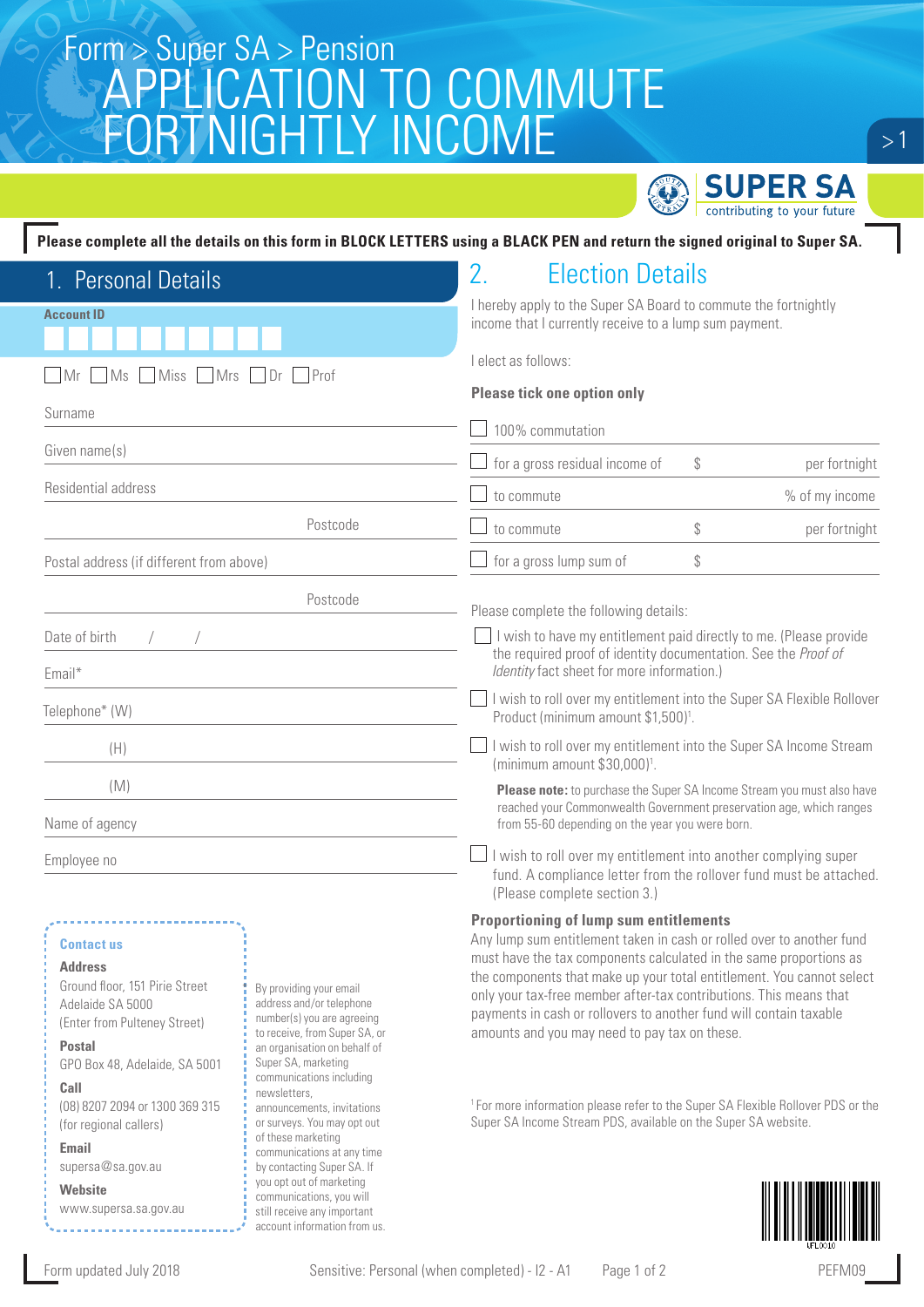Form > Super SA > Pension

# APPLICATION TO COMMUTE FORTNIGHTLY INCOME

SUPER SA
contributing to your future

**Please complete all the details on this form in BLOCK LETTERS using a BLACK PEN and return the signed original to Super SA.**

## 1. Personal Details

**Account ID**

☐ Mr ☐ Ms ☐ Miss ☐ Mrs ☐ Dr ☐ Prof

Surname

Given name(s)

Residential address

Postcode

Postal address (if different from above)

Postcode

Date of birth / /

Email*

Telephone* (W)

(H)

(M)

Name of agency

Employee no

**Contact us**

**Address**
Ground floor, 151 Pirie Street
Adelaide SA 5000
(Enter from Pulteney Street)

**Postal**
GPO Box 48, Adelaide, SA 5001

**Call**
(08) 8207 2094 or 1300 369 315
(for regional callers)

**Email**
supersa@sa.gov.au

**Website**
www.supersa.sa.gov.au

By providing your email address and/or telephone number(s) you are agreeing to receive, from Super SA, or an organisation on behalf of Super SA, marketing communications including newsletters, announcements, invitations or surveys. You may opt out of these marketing communications at any time by contacting Super SA. If you opt out of marketing communications, you will still receive any important account information from us.

## 2. Election Details

I hereby apply to the Super SA Board to commute the fortnightly income that I currently receive to a lump sum payment.

I elect as follows:

**Please tick one option only**

☐ 100% commutation

☐ for a gross residual income of $ per fortnight

☐ to commute % of my income

☐ to commute $ per fortnight

☐ for a gross lump sum of $

Please complete the following details:

☐ I wish to have my entitlement paid directly to me. (Please provide the required proof of identity documentation. See the *Proof of Identity* fact sheet for more information.)

☐ I wish to roll over my entitlement into the Super SA Flexible Rollover Product (minimum amount $1,500)[1].

☐ I wish to roll over my entitlement into the Super SA Income Stream (minimum amount $30,000)[1].

**Please note:** to purchase the Super SA Income Stream you must also have reached your Commonwealth Government preservation age, which ranges from 55-60 depending on the year you were born.

☐ I wish to roll over my entitlement into another complying super fund. A compliance letter from the rollover fund must be attached. (Please complete section 3.)

**Proportioning of lump sum entitlements**

Any lump sum entitlement taken in cash or rolled over to another fund must have the tax components calculated in the same proportions as the components that make up your total entitlement. You cannot select only your tax-free member after-tax contributions. This means that payments in cash or rollovers to another fund will contain taxable amounts and you may need to pay tax on these.

[1] For more information please refer to the Super SA Flexible Rollover PDS or the Super SA Income Stream PDS, available on the Super SA website.

Form updated July 2018 Sensitive: Personal (when completed) - I2 - A1 PEFM09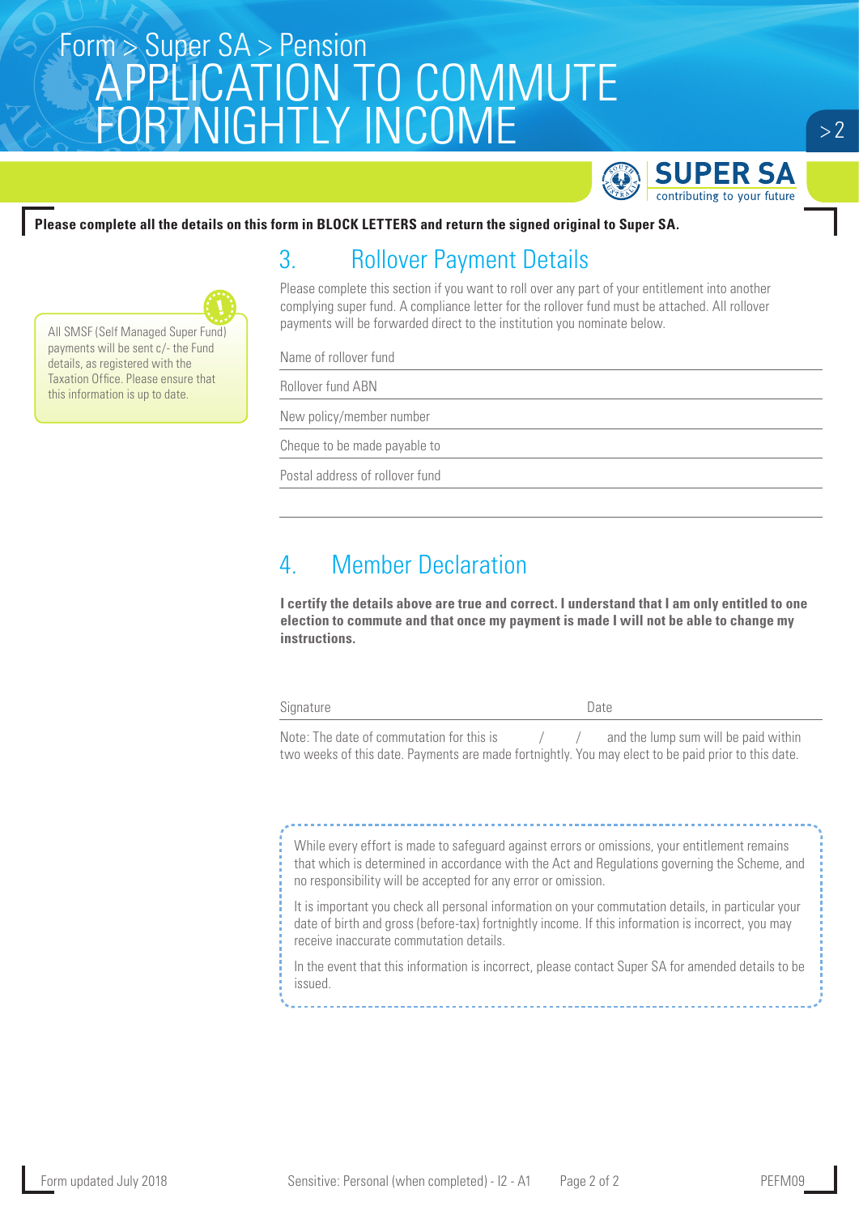Form > Super SA > Pension

# APPLICATION TO COMMUTE FORTNIGHTLY INCOME

**Please complete all the details on this form in BLOCK LETTERS and return the signed original to Super SA.**

## 3. Rollover Payment Details

All SMSF (Self Managed Super Fund) payments will be sent c/- the Fund details, as registered with the Taxation Office. Please ensure that this information is up to date.

Please complete this section if you want to roll over any part of your entitlement into another complying super fund. A compliance letter for the rollover fund must be attached. All rollover payments will be forwarded direct to the institution you nominate below.

Name of rollover fund

Rollover fund ABN

New policy/member number

Cheque to be made payable to

Postal address of rollover fund

## 4. Member Declaration

**I certify the details above are true and correct. I understand that I am only entitled to one election to commute and that once my payment is made I will not be able to change my instructions.**

Signature　　　　　　　　　　　　　　Date

Note: The date of commutation for this is 　/　/　 and the lump sum will be paid within two weeks of this date. Payments are made fortnightly. You may elect to be paid prior to this date.

While every effort is made to safeguard against errors or omissions, your entitlement remains that which is determined in accordance with the Act and Regulations governing the Scheme, and no responsibility will be accepted for any error or omission.

It is important you check all personal information on your commutation details, in particular your date of birth and gross (before-tax) fortnightly income. If this information is incorrect, you may receive inaccurate commutation details.

In the event that this information is incorrect, please contact Super SA for amended details to be issued.

Form updated July 2018　　Sensitive: Personal (when completed) - I2 - A1　　PEFM09